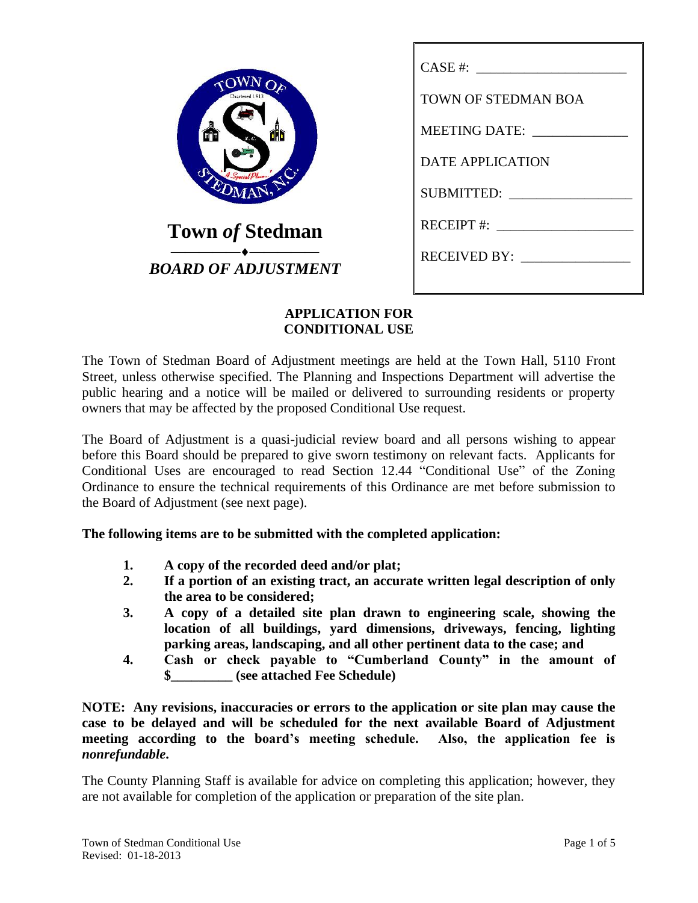**Town *of* Stedman**

***BOARD OF ADJUSTMENT***

CASE #: ______________________

TOWN OF STEDMAN BOA

MEETING DATE: ______________

DATE APPLICATION

SUBMITTED: __________________

RECEIPT #: ____________________

RECEIVED BY: ________________

## APPLICATION FOR CONDITIONAL USE

The Town of Stedman Board of Adjustment meetings are held at the Town Hall, 5110 Front Street, unless otherwise specified. The Planning and Inspections Department will advertise the public hearing and a notice will be mailed or delivered to surrounding residents or property owners that may be affected by the proposed Conditional Use request.

The Board of Adjustment is a quasi-judicial review board and all persons wishing to appear before this Board should be prepared to give sworn testimony on relevant facts. Applicants for Conditional Uses are encouraged to read Section 12.44 "Conditional Use" of the Zoning Ordinance to ensure the technical requirements of this Ordinance are met before submission to the Board of Adjustment (see next page).

**The following items are to be submitted with the completed application:**

1. **A copy of the recorded deed and/or plat;**
2. **If a portion of an existing tract, an accurate written legal description of only the area to be considered;**
3. **A copy of a detailed site plan drawn to engineering scale, showing the location of all buildings, yard dimensions, driveways, fencing, lighting parking areas, landscaping, and all other pertinent data to the case; and**
4. **Cash or check payable to "Cumberland County" in the amount of $_________ (see attached Fee Schedule)**

**NOTE: Any revisions, inaccuracies or errors to the application or site plan may cause the case to be delayed and will be scheduled for the next available Board of Adjustment meeting according to the board's meeting schedule. Also, the application fee is *nonrefundable*.**

The County Planning Staff is available for advice on completing this application; however, they are not available for completion of the application or preparation of the site plan.

Town of Stedman Conditional Use
Revised: 01-18-2013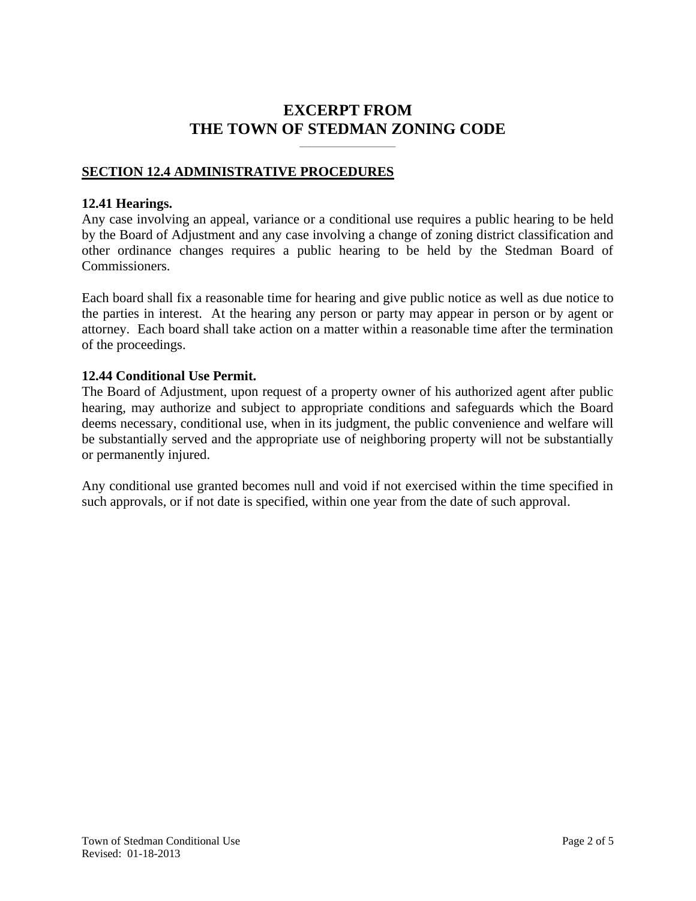# EXCERPT FROM
# THE TOWN OF STEDMAN ZONING CODE

## SECTION 12.4 ADMINISTRATIVE PROCEDURES

**12.41 Hearings.**
Any case involving an appeal, variance or a conditional use requires a public hearing to be held by the Board of Adjustment and any case involving a change of zoning district classification and other ordinance changes requires a public hearing to be held by the Stedman Board of Commissioners.

Each board shall fix a reasonable time for hearing and give public notice as well as due notice to the parties in interest. At the hearing any person or party may appear in person or by agent or attorney. Each board shall take action on a matter within a reasonable time after the termination of the proceedings.

**12.44 Conditional Use Permit.**
The Board of Adjustment, upon request of a property owner of his authorized agent after public hearing, may authorize and subject to appropriate conditions and safeguards which the Board deems necessary, conditional use, when in its judgment, the public convenience and welfare will be substantially served and the appropriate use of neighboring property will not be substantially or permanently injured.

Any conditional use granted becomes null and void if not exercised within the time specified in such approvals, or if not date is specified, within one year from the date of such approval.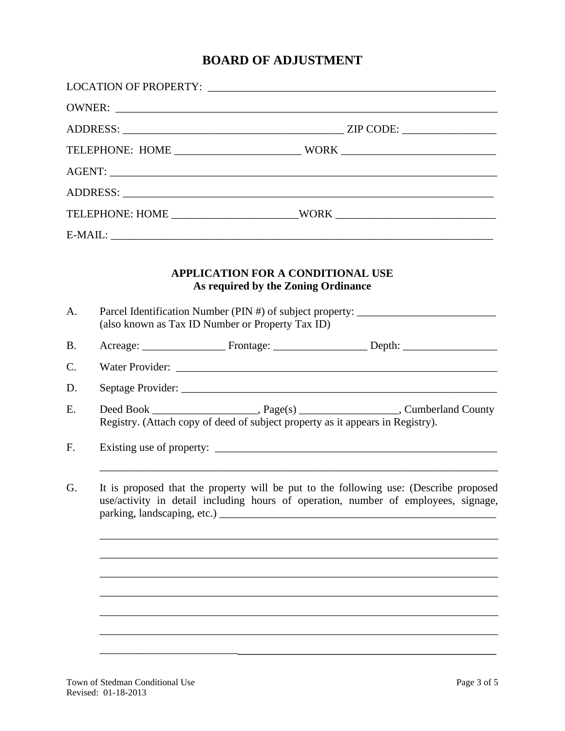# BOARD OF ADJUSTMENT

LOCATION OF PROPERTY: ______________________________________________________

OWNER: ________________________________________________________________________

ADDRESS: _________________________________________ ZIP CODE: _________________

TELEPHONE: HOME ______________________ WORK ___________________________

AGENT: ________________________________________________________________________

ADDRESS: ______________________________________________________________________

TELEPHONE: HOME ______________________WORK ____________________________

E-MAIL: _______________________________________________________________________

## APPLICATION FOR A CONDITIONAL USE
### As required by the Zoning Ordinance

A. Parcel Identification Number (PIN #) of subject property: _________________________
(also known as Tax ID Number or Property Tax ID)

B. Acreage: _______________ Frontage: _________________ Depth: _________________

C. Water Provider: ____________________________________________________________

D. Septage Provider: __________________________________________________________

E. Deed Book ___________________, Page(s) __________________, Cumberland County Registry. (Attach copy of deed of subject property as it appears in Registry).

F. Existing use of property: ____________________________________________________

_________________________________________________________________________

G. It is proposed that the property will be put to the following use: (Describe proposed use/activity in detail including hours of operation, number of employees, signage, parking, landscaping, etc.) ____________________________________________________

_________________________________________________________________________

_________________________________________________________________________

_________________________________________________________________________

_________________________________________________________________________

_________________________________________________________________________

_________________________________________________________________________

_________________________________________________________________________

Town of Stedman Conditional Use
Revised: 01-18-2013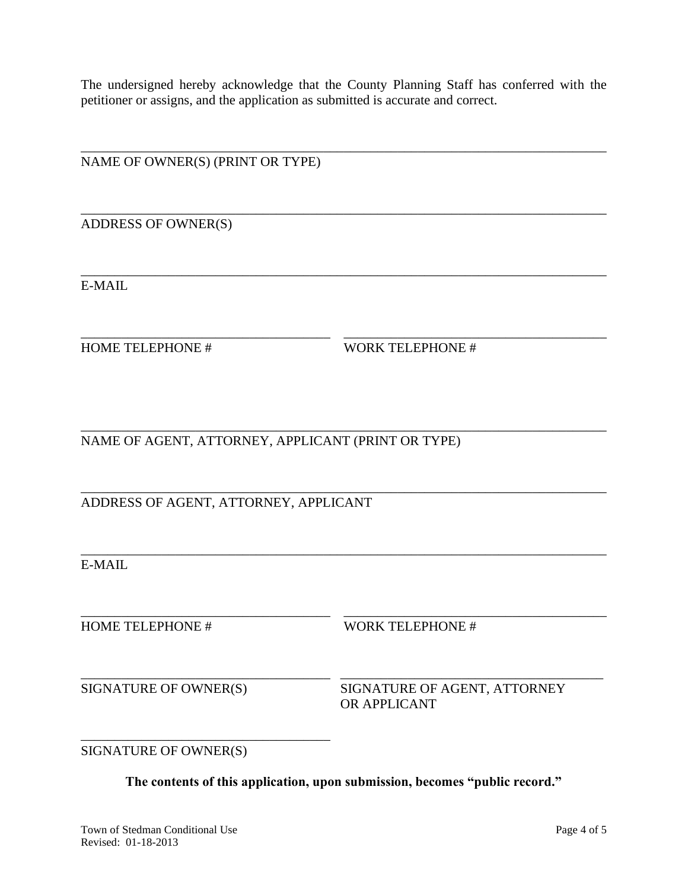The undersigned hereby acknowledge that the County Planning Staff has conferred with the petitioner or assigns, and the application as submitted is accurate and correct.

______________________________________________________________________________
NAME OF OWNER(S) (PRINT OR TYPE)

______________________________________________________________________________
ADDRESS OF OWNER(S)

______________________________________________________________________________
E-MAIL

____________________________________ ______________________________________
HOME TELEPHONE # WORK TELEPHONE #

______________________________________________________________________________
NAME OF AGENT, ATTORNEY, APPLICANT (PRINT OR TYPE)

______________________________________________________________________________
ADDRESS OF AGENT, ATTORNEY, APPLICANT

______________________________________________________________________________
E-MAIL

____________________________________ ______________________________________
HOME TELEPHONE # WORK TELEPHONE #

____________________________________ ______________________________________
SIGNATURE OF OWNER(S) SIGNATURE OF AGENT, ATTORNEY OR APPLICANT

____________________________________
SIGNATURE OF OWNER(S)

**The contents of this application, upon submission, becomes "public record."**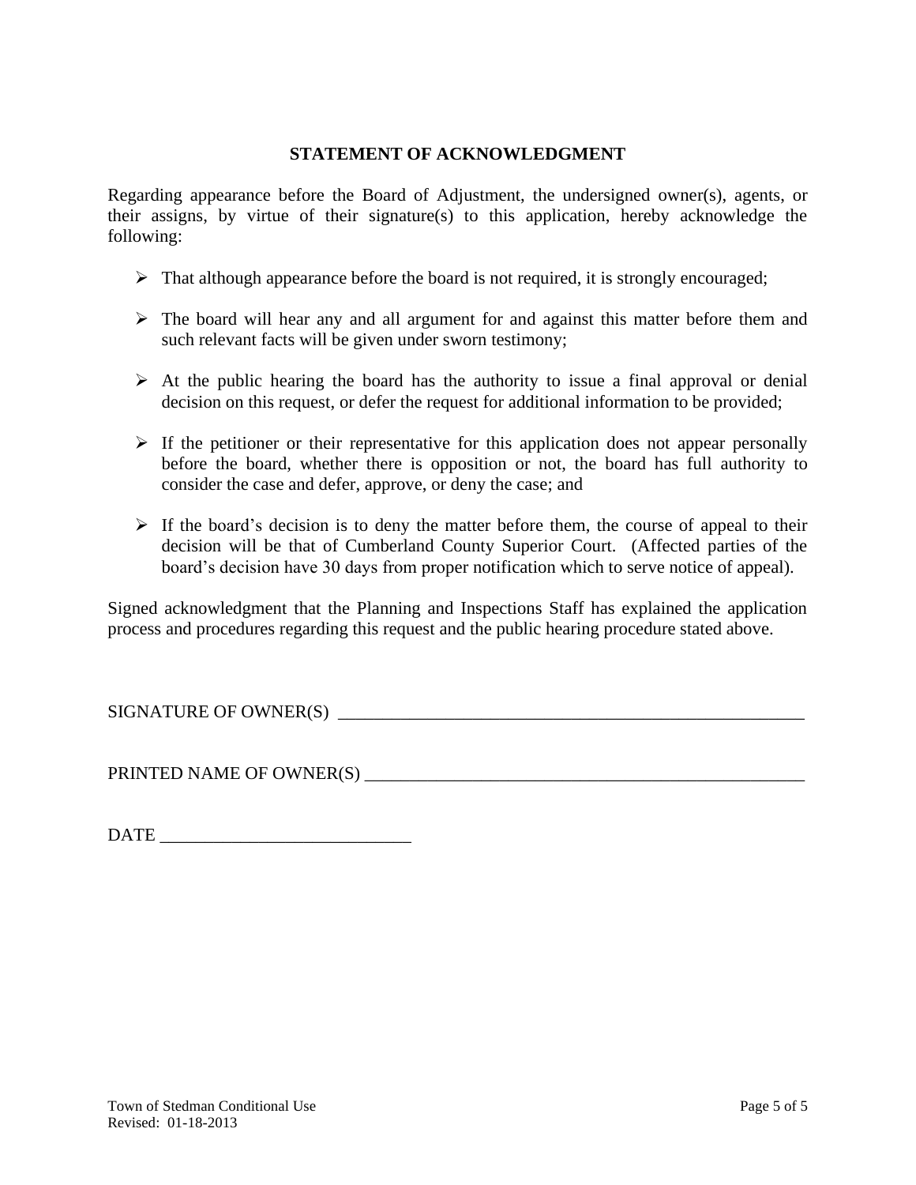## STATEMENT OF ACKNOWLEDGMENT

Regarding appearance before the Board of Adjustment, the undersigned owner(s), agents, or their assigns, by virtue of their signature(s) to this application, hereby acknowledge the following:

- That although appearance before the board is not required, it is strongly encouraged;
- The board will hear any and all argument for and against this matter before them and such relevant facts will be given under sworn testimony;
- At the public hearing the board has the authority to issue a final approval or denial decision on this request, or defer the request for additional information to be provided;
- If the petitioner or their representative for this application does not appear personally before the board, whether there is opposition or not, the board has full authority to consider the case and defer, approve, or deny the case; and
- If the board's decision is to deny the matter before them, the course of appeal to their decision will be that of Cumberland County Superior Court. (Affected parties of the board's decision have 30 days from proper notification which to serve notice of appeal).

Signed acknowledgment that the Planning and Inspections Staff has explained the application process and procedures regarding this request and the public hearing procedure stated above.

SIGNATURE OF OWNER(S) ______________________________________________________

PRINTED NAME OF OWNER(S) __________________________________________________

DATE ___________________________